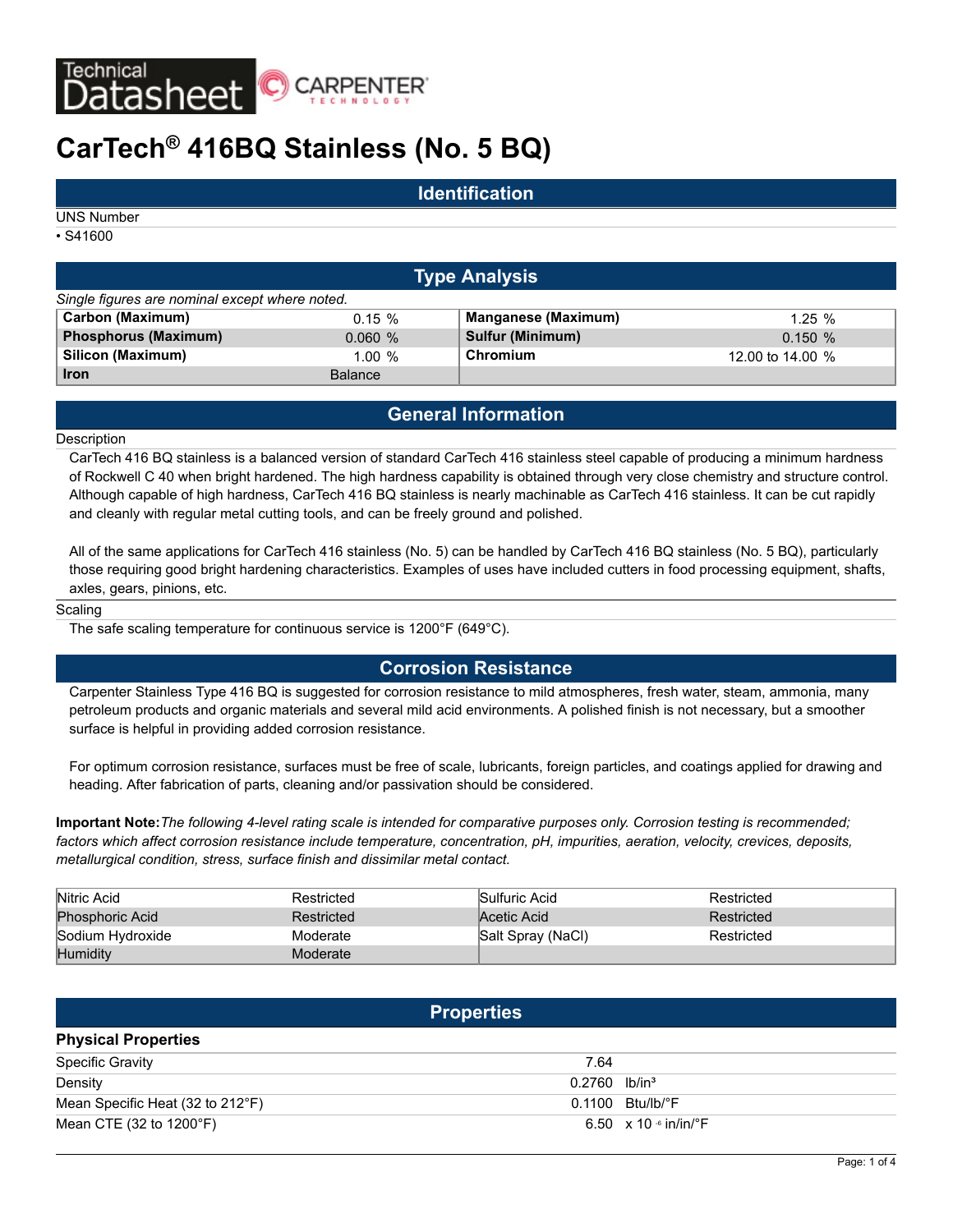# CarTech® 416BQ Stainless (No. 5 BQ)

## Identification

UNS Number

- S41600

## Type Analysis

*Single figures are nominal except where noted.*

| Element | Value | Element | Value |
|---|---|---|---|
| **Carbon (Maximum)** | 0.15 % | **Manganese (Maximum)** | 1.25 % |
| **Phosphorus (Maximum)** | 0.060 % | **Sulfur (Minimum)** | 0.150 % |
| **Silicon (Maximum)** | 1.00 % | **Chromium** | 12.00 to 14.00 % |
| **Iron** | Balance | | |

## General Information

Description

CarTech 416 BQ stainless is a balanced version of standard CarTech 416 stainless steel capable of producing a minimum hardness of Rockwell C 40 when bright hardened. The high hardness capability is obtained through very close chemistry and structure control. Although capable of high hardness, CarTech 416 BQ stainless is nearly machinable as CarTech 416 stainless. It can be cut rapidly and cleanly with regular metal cutting tools, and can be freely ground and polished.

All of the same applications for CarTech 416 stainless (No. 5) can be handled by CarTech 416 BQ stainless (No. 5 BQ), particularly those requiring good bright hardening characteristics. Examples of uses have included cutters in food processing equipment, shafts, axles, gears, pinions, etc.

Scaling

The safe scaling temperature for continuous service is 1200°F (649°C).

## Corrosion Resistance

Carpenter Stainless Type 416 BQ is suggested for corrosion resistance to mild atmospheres, fresh water, steam, ammonia, many petroleum products and organic materials and several mild acid environments. A polished finish is not necessary, but a smoother surface is helpful in providing added corrosion resistance.

For optimum corrosion resistance, surfaces must be free of scale, lubricants, foreign particles, and coatings applied for drawing and heading. After fabrication of parts, cleaning and/or passivation should be considered.

**Important Note:** *The following 4-level rating scale is intended for comparative purposes only. Corrosion testing is recommended; factors which affect corrosion resistance include temperature, concentration, pH, impurities, aeration, velocity, crevices, deposits, metallurgical condition, stress, surface finish and dissimilar metal contact.*

| Environment | Rating | Environment | Rating |
|---|---|---|---|
| Nitric Acid | Restricted | Sulfuric Acid | Restricted |
| Phosphoric Acid | Restricted | Acetic Acid | Restricted |
| Sodium Hydroxide | Moderate | Salt Spray (NaCl) | Restricted |
| Humidity | Moderate | | |

## Properties

### Physical Properties

| Property | Value | Units |
|---|---|---|
| Specific Gravity | 7.64 | |
| Density | 0.2760 | lb/in³ |
| Mean Specific Heat (32 to 212°F) | 0.1100 | Btu/lb/°F |
| Mean CTE (32 to 1200°F) | 6.50 | $x\ 10^{-6}$ in/in/°F |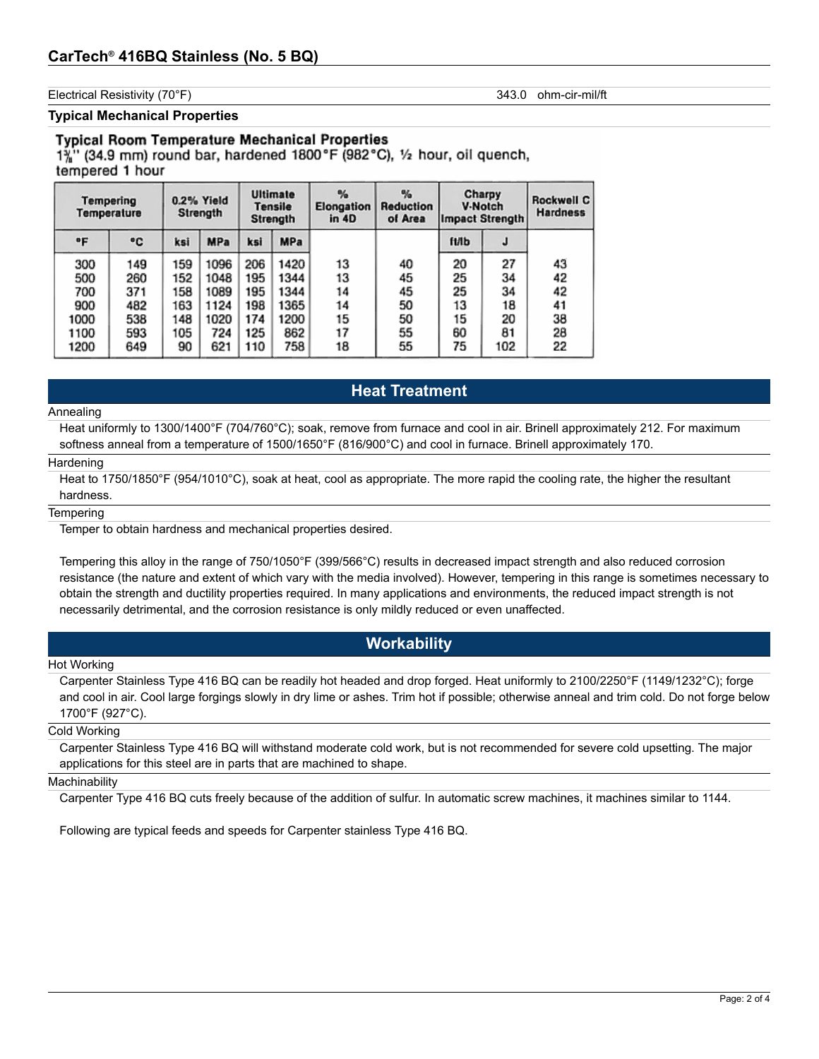| Electrical Resistivity (70°F) | 343.0 ohm-cir-mil/ft |
|---|---|

## Typical Mechanical Properties

**Typical Room Temperature Mechanical Properties**
1⅜" (34.9 mm) round bar, hardened 1800°F (982°C), ½ hour, oil quench, tempered 1 hour

| Tempering Temperature | | 0.2% Yield Strength | | Ultimate Tensile Strength | | % Elongation in 4D | % Reduction of Area | Charpy V-Notch Impact Strength | | Rockwell C Hardness |
|---|---|---|---|---|---|---|---|---|---|---|
| °F | °C | ksi | MPa | ksi | MPa | | | ft/lb | J | |
| 300 | 149 | 159 | 1096 | 206 | 1420 | 13 | 40 | 20 | 27 | 43 |
| 500 | 260 | 152 | 1048 | 195 | 1344 | 13 | 45 | 25 | 34 | 42 |
| 700 | 371 | 158 | 1089 | 195 | 1344 | 14 | 45 | 25 | 34 | 42 |
| 900 | 482 | 163 | 1124 | 198 | 1365 | 14 | 50 | 13 | 18 | 41 |
| 1000 | 538 | 148 | 1020 | 174 | 1200 | 15 | 50 | 15 | 20 | 38 |
| 1100 | 593 | 105 | 724 | 125 | 862 | 17 | 55 | 60 | 81 | 28 |
| 1200 | 649 | 90 | 621 | 110 | 758 | 18 | 55 | 75 | 102 | 22 |

## Heat Treatment

**Annealing**

Heat uniformly to 1300/1400°F (704/760°C); soak, remove from furnace and cool in air. Brinell approximately 212. For maximum softness anneal from a temperature of 1500/1650°F (816/900°C) and cool in furnace. Brinell approximately 170.

**Hardening**

Heat to 1750/1850°F (954/1010°C), soak at heat, cool as appropriate. The more rapid the cooling rate, the higher the resultant hardness.

**Tempering**

Temper to obtain hardness and mechanical properties desired.

Tempering this alloy in the range of 750/1050°F (399/566°C) results in decreased impact strength and also reduced corrosion resistance (the nature and extent of which vary with the media involved). However, tempering in this range is sometimes necessary to obtain the strength and ductility properties required. In many applications and environments, the reduced impact strength is not necessarily detrimental, and the corrosion resistance is only mildly reduced or even unaffected.

## Workability

**Hot Working**

Carpenter Stainless Type 416 BQ can be readily hot headed and drop forged. Heat uniformly to 2100/2250°F (1149/1232°C); forge and cool in air. Cool large forgings slowly in dry lime or ashes. Trim hot if possible; otherwise anneal and trim cold. Do not forge below 1700°F (927°C).

**Cold Working**

Carpenter Stainless Type 416 BQ will withstand moderate cold work, but is not recommended for severe cold upsetting. The major applications for this steel are in parts that are machined to shape.

**Machinability**

Carpenter Type 416 BQ cuts freely because of the addition of sulfur. In automatic screw machines, it machines similar to 1144.

Following are typical feeds and speeds for Carpenter stainless Type 416 BQ.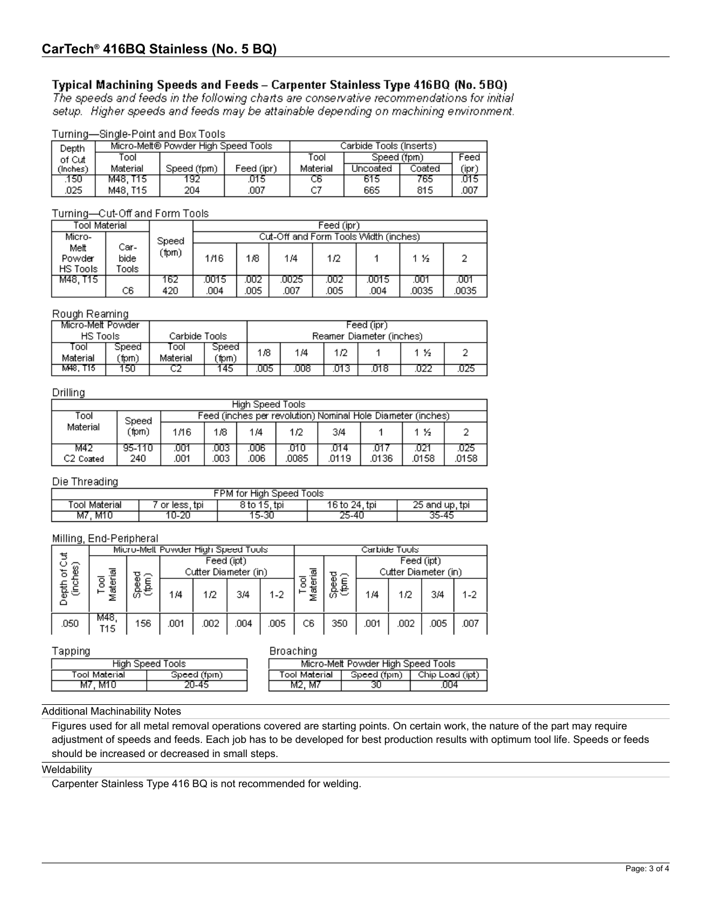# CarTech® 416BQ Stainless (No. 5 BQ)

## Typical Machining Speeds and Feeds – Carpenter Stainless Type 416BQ (No. 5BQ)

*The speeds and feeds in the following charts are conservative recommendations for initial setup. Higher speeds and feeds may be attainable depending on machining environment.*

### Turning—Single-Point and Box Tools

| Depth of Cut (Inches) | Micro-Melt® Powder High Speed Tools | | | Carbide Tools (Inserts) | | | |
|---|---|---|---|---|---|---|---|
| | Tool Material | Speed (fpm) | Feed (ipr) | Tool Material | Speed (fpm) | | Feed (ipr) |
| | | | | | Uncoated | Coated | |
| .150 | M48, T15 | 192 | .015 | C6 | 615 | 765 | .015 |
| .025 | M48, T15 | 204 | .007 | C7 | 665 | 815 | .007 |

### Turning—Cut-Off and Form Tools

| Tool Material | | Speed (fpm) | Feed (ipr) | | | | | | |
|---|---|---|---|---|---|---|---|---|---|
| | | | Cut-Off and Form Tools Width (inches) | | | | | | |
| Micro-Melt Powder HS Tools | Carbide Tools | | 1/16 | 1/8 | 1/4 | 1/2 | 1 | 1 ½ | 2 |
| M48, T15 | | 162 | .0015 | .002 | .0025 | .002 | .0015 | .001 | .001 |
| | C6 | 420 | .004 | .005 | .007 | .005 | .004 | .0035 | .0035 |

### Rough Reaming

| Micro-Melt Powder HS Tools | | Carbide Tools | | Feed (ipr) | | | | | |
|---|---|---|---|---|---|---|---|---|---|
| | | | | Reamer Diameter (inches) | | | | | |
| Tool Material | Speed (fpm) | Tool Material | Speed (fpm) | 1/8 | 1/4 | 1/2 | 1 | 1 ½ | 2 |
| M48, T15 | 150 | C2 | 145 | .005 | .008 | .013 | .018 | .022 | .025 |

### Drilling

| High Speed Tools | | | | | | | | | |
|---|---|---|---|---|---|---|---|---|---|
| Tool Material | Speed (fpm) | Feed (inches per revolution) Nominal Hole Diameter (inches) | | | | | | | |
| | | 1/16 | 1/8 | 1/4 | 1/2 | 3/4 | 1 | 1 ½ | 2 |
| M42 | 95-110 | .001 | .003 | .006 | .010 | .014 | .017 | .021 | .025 |
| C2 Coated | 240 | .001 | .003 | .006 | .0085 | .0119 | .0136 | .0158 | .0158 |

### Die Threading

| FPM for High Speed Tools | | | | |
|---|---|---|---|---|
| Tool Material | 7 or less, tpi | 8 to 15, tpi | 16 to 24, tpi | 25 and up, tpi |
| M7, M10 | 10-20 | 15-30 | 25-40 | 35-45 |

### Milling, End-Peripheral

| Depth of Cut (inches) | Micro-Melt Powder High Speed Tools | | | | | | Carbide Tools | | | | | |
|---|---|---|---|---|---|---|---|---|---|---|---|---|
| | Tool Material | Speed (fpm) | Feed (ipt) Cutter Diameter (in) | | | | Tool Material | Speed (fpm) | Feed (ipt) Cutter Diameter (in) | | | |
| | | | 1/4 | 1/2 | 3/4 | 1-2 | | | 1/4 | 1/2 | 3/4 | 1-2 |
| .050 | M48, T15 | 156 | .001 | .002 | .004 | .005 | C6 | 350 | .001 | .002 | .005 | .007 |

### Tapping

| High Speed Tools | |
|---|---|
| Tool Material | Speed (fpm) |
| M7, M10 | 20-45 |

### Broaching

| Micro-Melt Powder High Speed Tools | | |
|---|---|---|
| Tool Material | Speed (fpm) | Chip Load (ipt) |
| M2, M7 | 30 | .004 |

### Additional Machinability Notes

Figures used for all metal removal operations covered are starting points. On certain work, the nature of the part may require adjustment of speeds and feeds. Each job has to be developed for best production results with optimum tool life. Speeds or feeds should be increased or decreased in small steps.

### Weldability

Carpenter Stainless Type 416 BQ is not recommended for welding.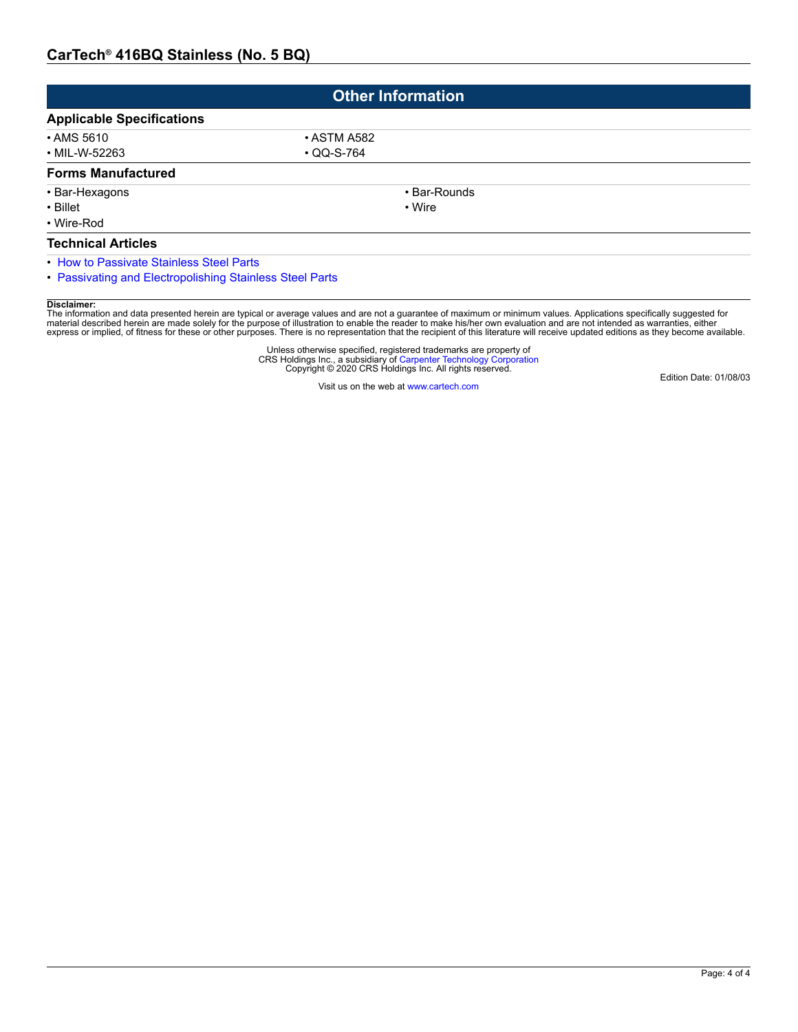## Other Information

### Applicable Specifications

- AMS 5610
- ASTM A582
- MIL-W-52263
- QQ-S-764

### Forms Manufactured

- Bar-Hexagons
- Bar-Rounds
- Billet
- Wire
- Wire-Rod

### Technical Articles

- How to Passivate Stainless Steel Parts
- Passivating and Electropolishing Stainless Steel Parts

**Disclaimer:**
The information and data presented herein are typical or average values and are not a guarantee of maximum or minimum values. Applications specifically suggested for material described herein are made solely for the purpose of illustration to enable the reader to make his/her own evaluation and are not intended as warranties, either express or implied, of fitness for these or other purposes. There is no representation that the recipient of this literature will receive updated editions as they become available.

Unless otherwise specified, registered trademarks are property of
CRS Holdings Inc., a subsidiary of Carpenter Technology Corporation
Copyright © 2020 CRS Holdings Inc. All rights reserved.

Edition Date: 01/08/03

Visit us on the web at www.cartech.com